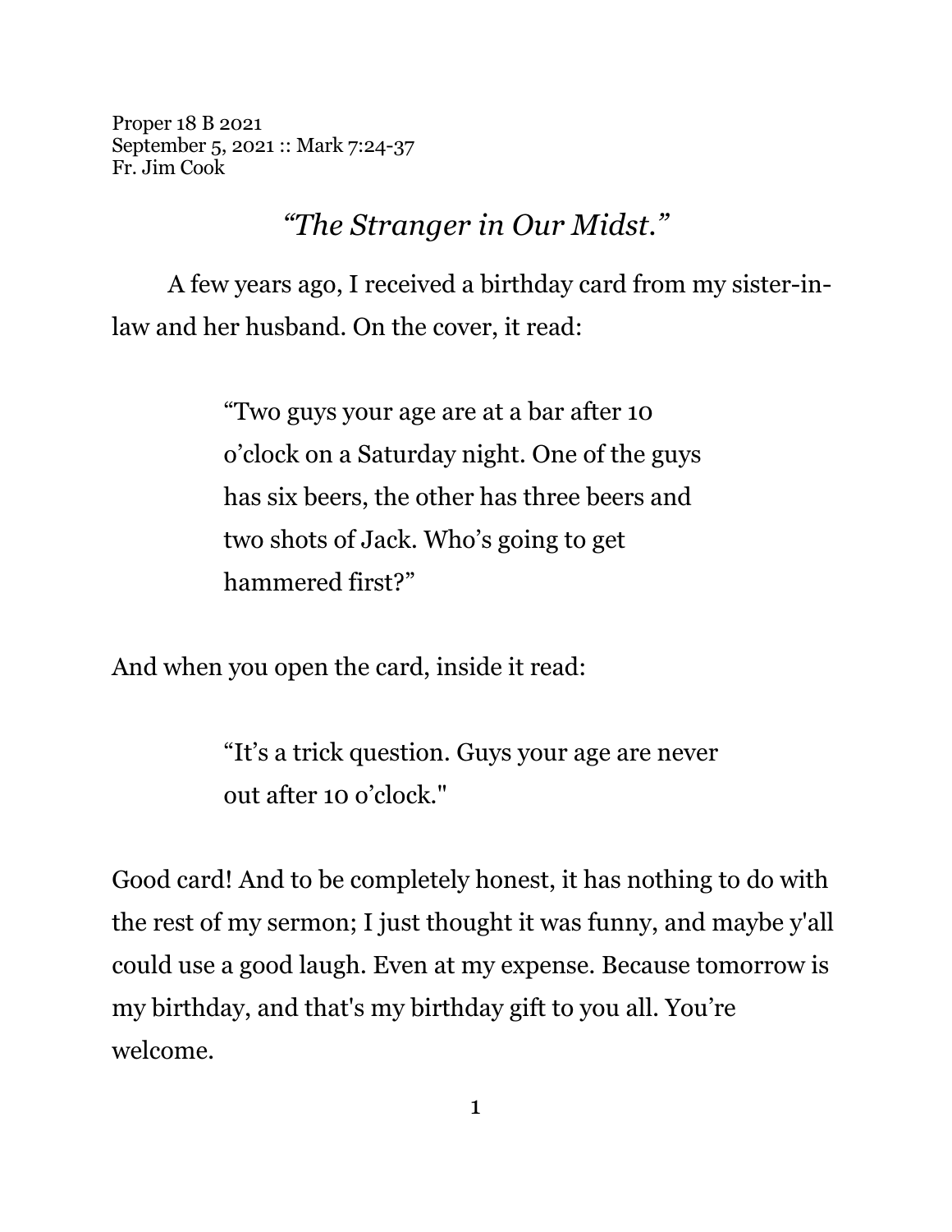Proper 18 B 2021
September 5, 2021 :: Mark 7:24-37
Fr. Jim Cook

# *"The Stranger in Our Midst."*

A few years ago, I received a birthday card from my sister-in-law and her husband. On the cover, it read:

> "Two guys your age are at a bar after 10 o'clock on a Saturday night. One of the guys has six beers, the other has three beers and two shots of Jack. Who's going to get hammered first?"

And when you open the card, inside it read:

> "It's a trick question. Guys your age are never out after 10 o'clock."

Good card! And to be completely honest, it has nothing to do with the rest of my sermon; I just thought it was funny, and maybe y'all could use a good laugh. Even at my expense. Because tomorrow is my birthday, and that's my birthday gift to you all. You're welcome.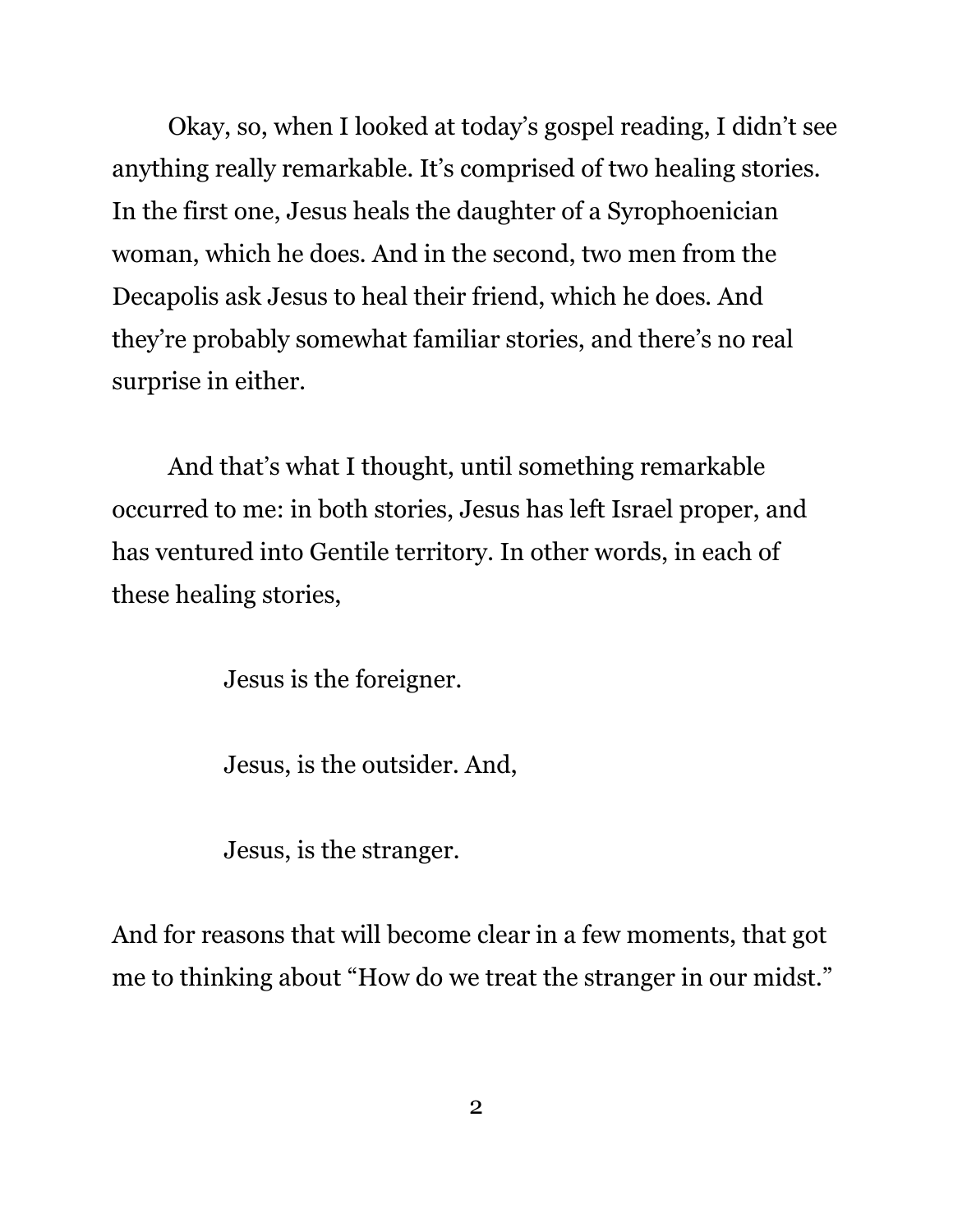Okay, so, when I looked at today's gospel reading, I didn't see anything really remarkable. It's comprised of two healing stories. In the first one, Jesus heals the daughter of a Syrophoenician woman, which he does. And in the second, two men from the Decapolis ask Jesus to heal their friend, which he does. And they're probably somewhat familiar stories, and there's no real surprise in either.

And that's what I thought, until something remarkable occurred to me: in both stories, Jesus has left Israel proper, and has ventured into Gentile territory. In other words, in each of these healing stories,

> Jesus is the foreigner.
>
> Jesus, is the outsider. And,
>
> Jesus, is the stranger.

And for reasons that will become clear in a few moments, that got me to thinking about "How do we treat the stranger in our midst."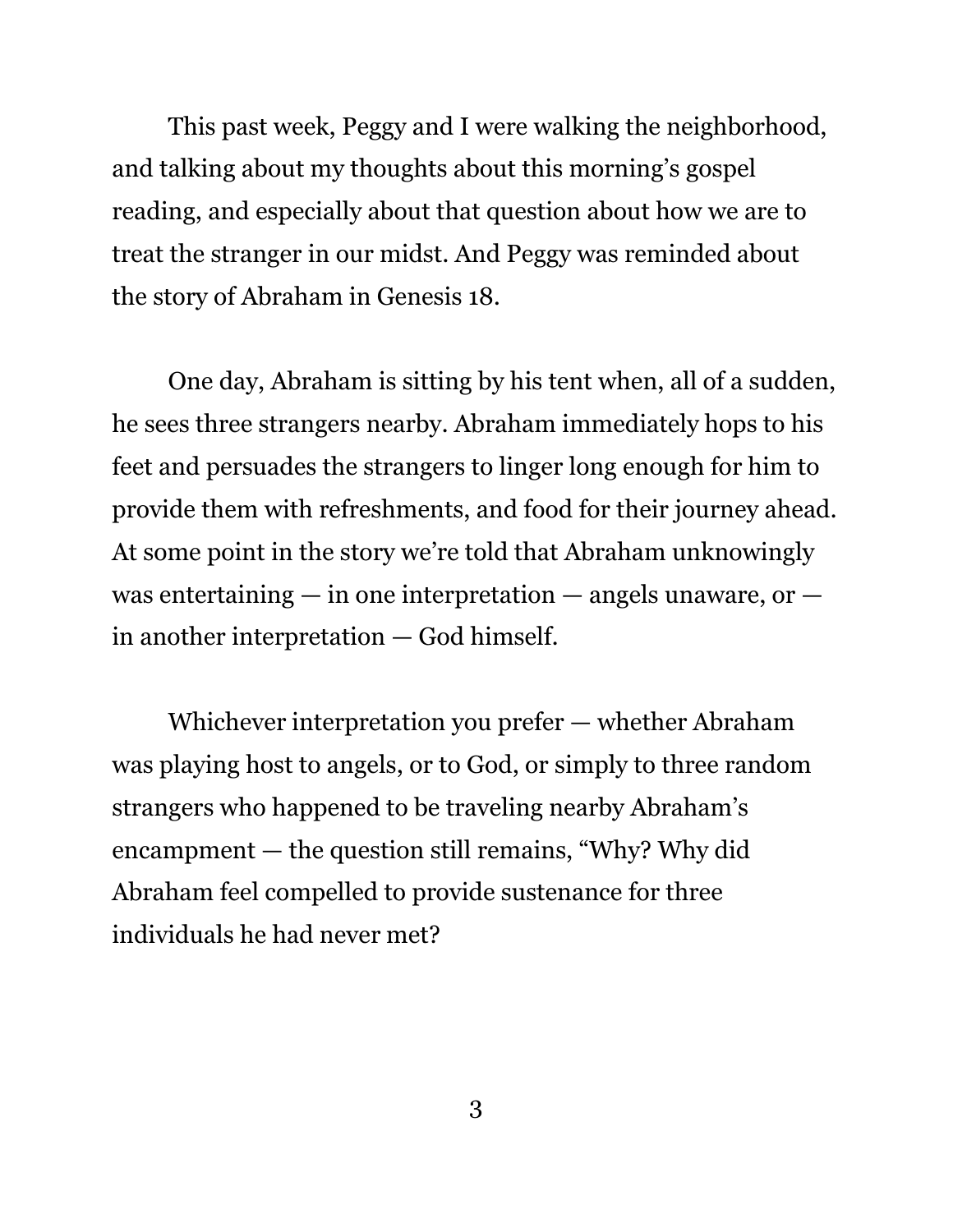This past week, Peggy and I were walking the neighborhood, and talking about my thoughts about this morning's gospel reading, and especially about that question about how we are to treat the stranger in our midst. And Peggy was reminded about the story of Abraham in Genesis 18.

One day, Abraham is sitting by his tent when, all of a sudden, he sees three strangers nearby. Abraham immediately hops to his feet and persuades the strangers to linger long enough for him to provide them with refreshments, and food for their journey ahead. At some point in the story we're told that Abraham unknowingly was entertaining — in one interpretation — angels unaware, or — in another interpretation — God himself.

Whichever interpretation you prefer — whether Abraham was playing host to angels, or to God, or simply to three random strangers who happened to be traveling nearby Abraham's encampment — the question still remains, "Why? Why did Abraham feel compelled to provide sustenance for three individuals he had never met?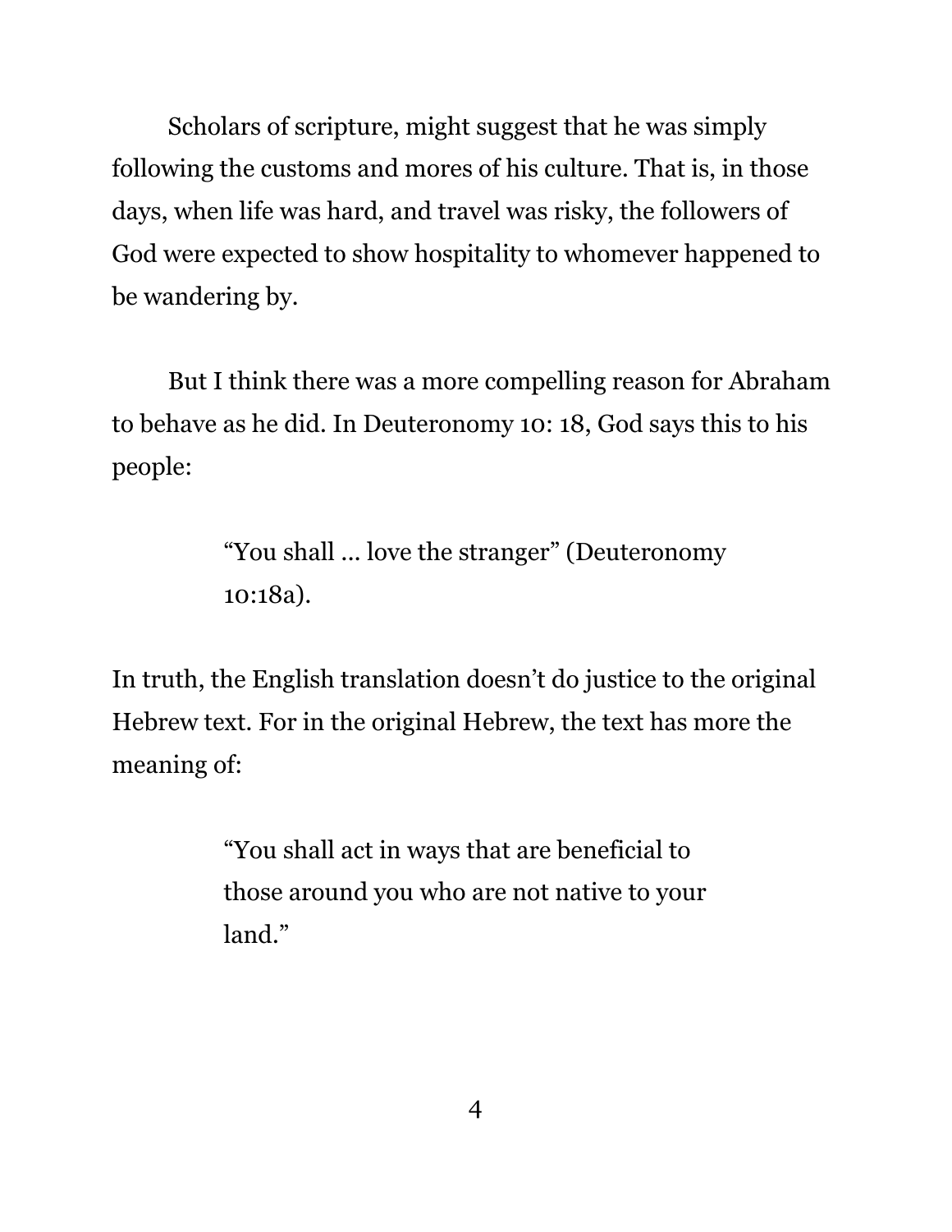Scholars of scripture, might suggest that he was simply following the customs and mores of his culture. That is, in those days, when life was hard, and travel was risky, the followers of God were expected to show hospitality to whomever happened to be wandering by.

But I think there was a more compelling reason for Abraham to behave as he did. In Deuteronomy 10: 18, God says this to his people:

> "You shall ... love the stranger" (Deuteronomy 10:18a).

In truth, the English translation doesn't do justice to the original Hebrew text. For in the original Hebrew, the text has more the meaning of:

> "You shall act in ways that are beneficial to those around you who are not native to your land."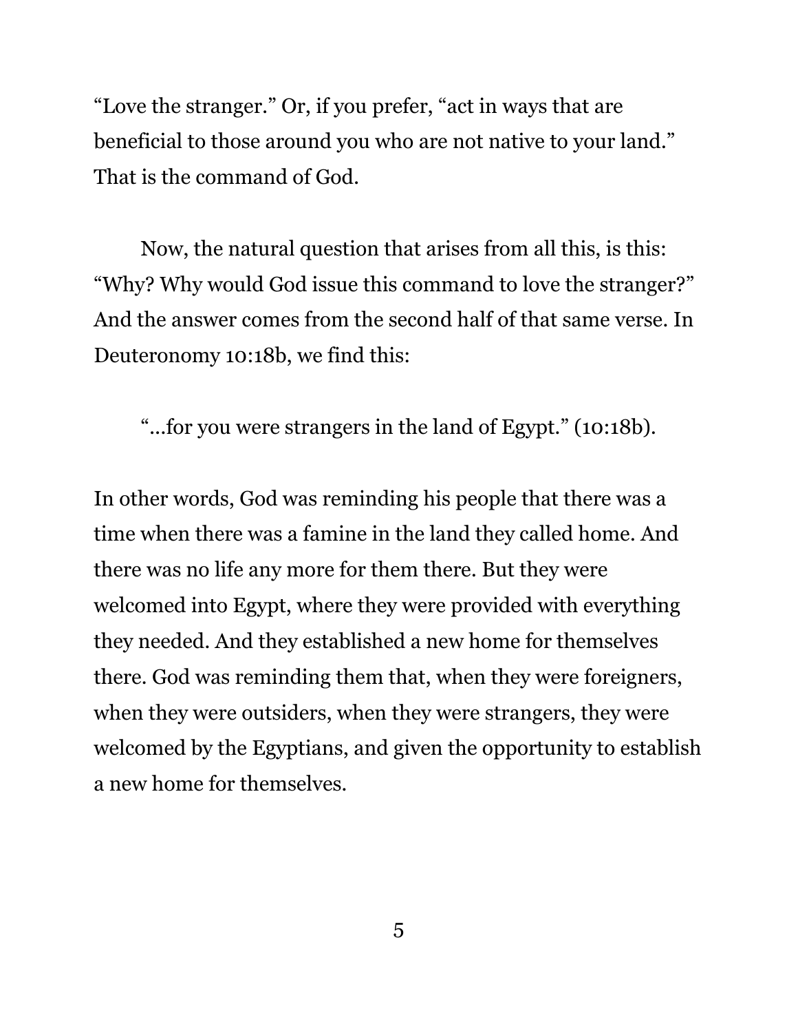"Love the stranger." Or, if you prefer, "act in ways that are beneficial to those around you who are not native to your land." That is the command of God.

Now, the natural question that arises from all this, is this: "Why? Why would God issue this command to love the stranger?" And the answer comes from the second half of that same verse. In Deuteronomy 10:18b, we find this:

> "…for you were strangers in the land of Egypt." (10:18b).

In other words, God was reminding his people that there was a time when there was a famine in the land they called home. And there was no life any more for them there. But they were welcomed into Egypt, where they were provided with everything they needed. And they established a new home for themselves there. God was reminding them that, when they were foreigners, when they were outsiders, when they were strangers, they were welcomed by the Egyptians, and given the opportunity to establish a new home for themselves.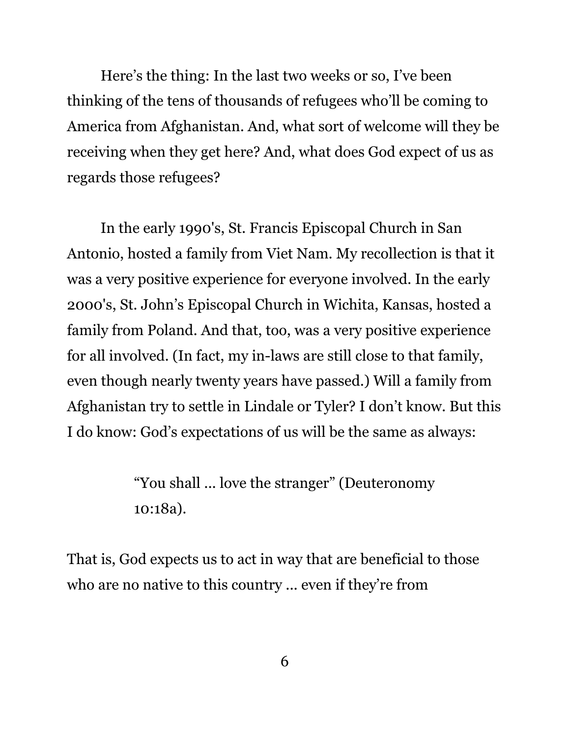Here's the thing: In the last two weeks or so, I've been thinking of the tens of thousands of refugees who'll be coming to America from Afghanistan. And, what sort of welcome will they be receiving when they get here? And, what does God expect of us as regards those refugees?

In the early 1990's, St. Francis Episcopal Church in San Antonio, hosted a family from Viet Nam. My recollection is that it was a very positive experience for everyone involved. In the early 2000's, St. John's Episcopal Church in Wichita, Kansas, hosted a family from Poland. And that, too, was a very positive experience for all involved. (In fact, my in-laws are still close to that family, even though nearly twenty years have passed.) Will a family from Afghanistan try to settle in Lindale or Tyler? I don't know. But this I do know: God's expectations of us will be the same as always:

> "You shall … love the stranger" (Deuteronomy 10:18a).

That is, God expects us to act in way that are beneficial to those who are no native to this country … even if they're from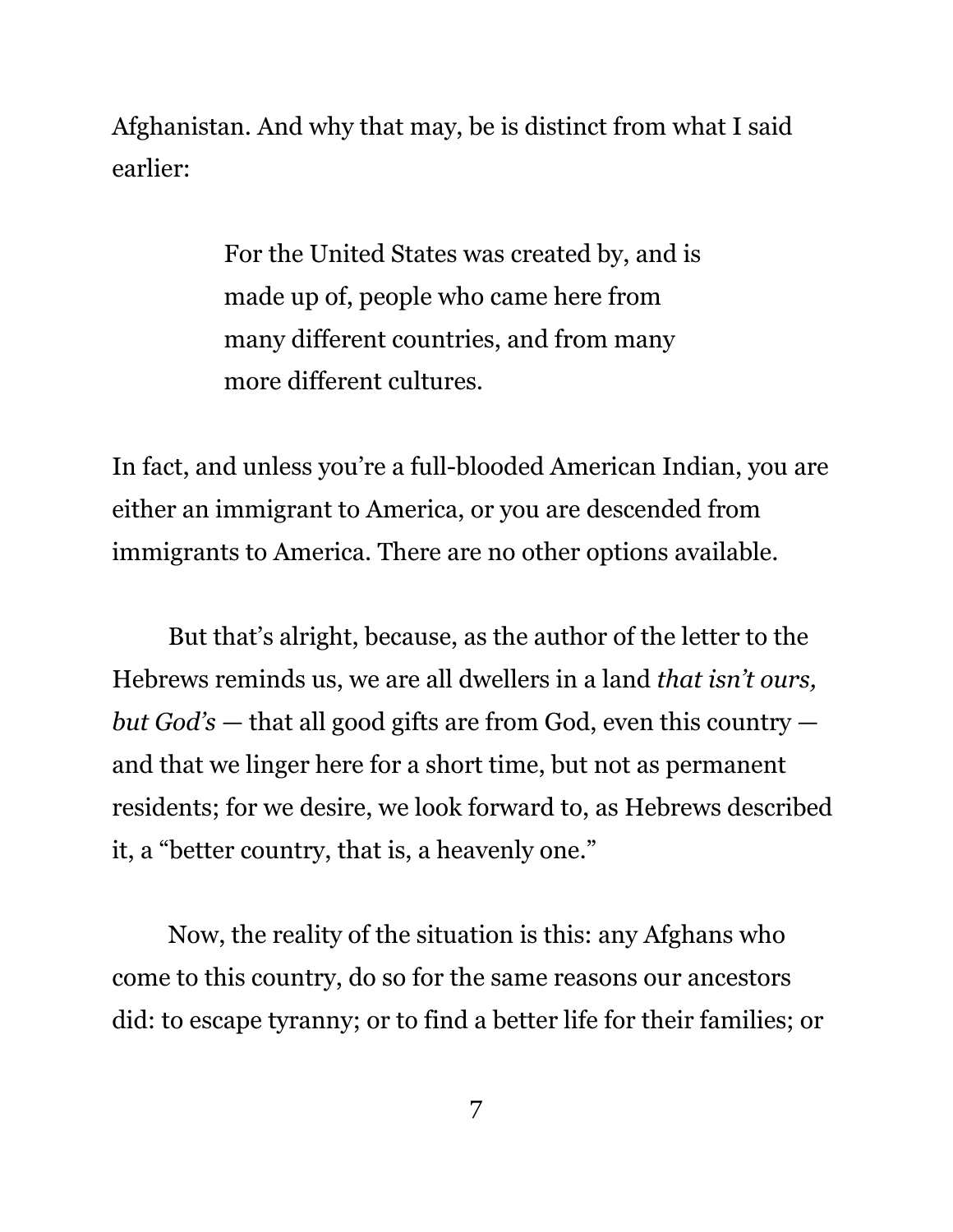Afghanistan. And why that may, be is distinct from what I said earlier:

> For the United States was created by, and is made up of, people who came here from many different countries, and from many more different cultures.

In fact, and unless you're a full-blooded American Indian, you are either an immigrant to America, or you are descended from immigrants to America. There are no other options available.

But that's alright, because, as the author of the letter to the Hebrews reminds us, we are all dwellers in a land *that isn't ours, but God's* — that all good gifts are from God, even this country — and that we linger here for a short time, but not as permanent residents; for we desire, we look forward to, as Hebrews described it, a "better country, that is, a heavenly one."

Now, the reality of the situation is this: any Afghans who come to this country, do so for the same reasons our ancestors did: to escape tyranny; or to find a better life for their families; or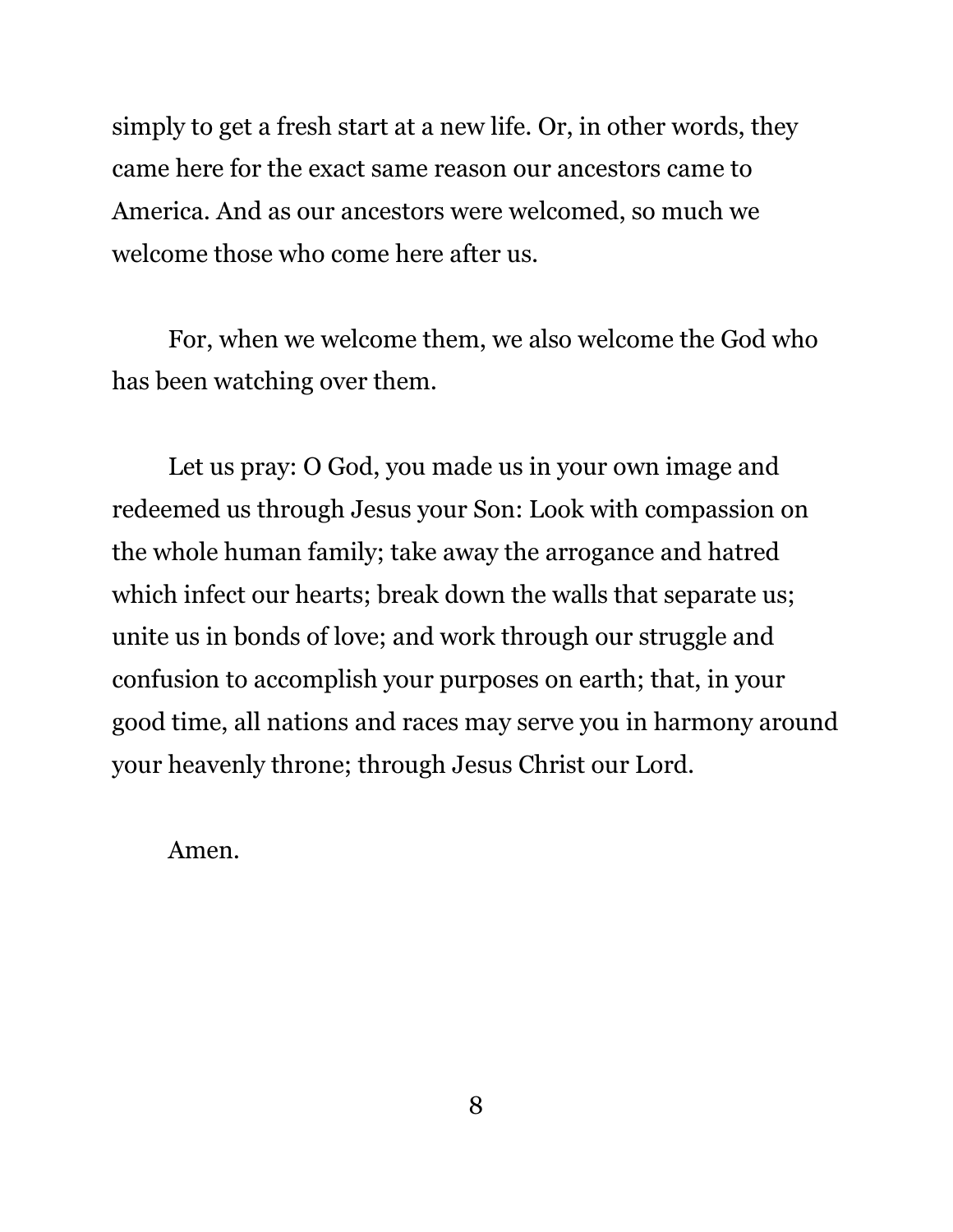simply to get a fresh start at a new life. Or, in other words, they came here for the exact same reason our ancestors came to America. And as our ancestors were welcomed, so much we welcome those who come here after us.

For, when we welcome them, we also welcome the God who has been watching over them.

Let us pray: O God, you made us in your own image and redeemed us through Jesus your Son: Look with compassion on the whole human family; take away the arrogance and hatred which infect our hearts; break down the walls that separate us; unite us in bonds of love; and work through our struggle and confusion to accomplish your purposes on earth; that, in your good time, all nations and races may serve you in harmony around your heavenly throne; through Jesus Christ our Lord.

Amen.